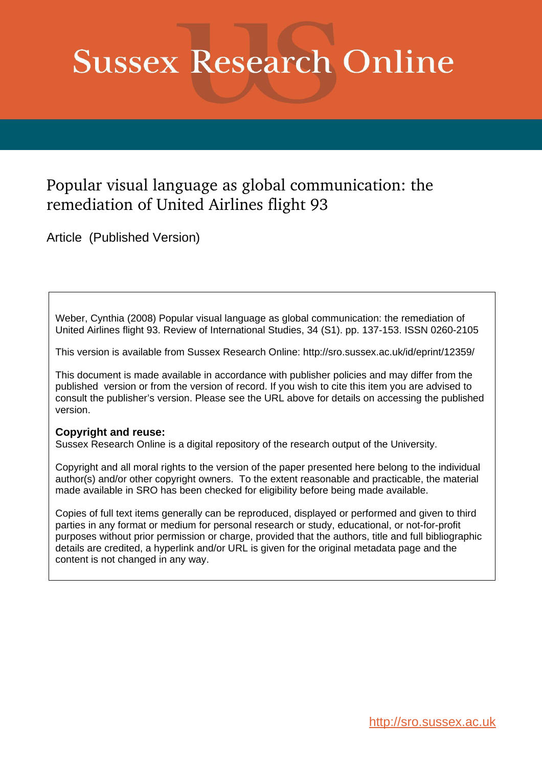# Sussex Research Online

## Popular visual language as global communication: the remediation of United Airlines flight 93

Article (Published Version)

Weber, Cynthia (2008) Popular visual language as global communication: the remediation of United Airlines flight 93. Review of International Studies, 34 (S1). pp. 137-153. ISSN 0260-2105

This version is available from Sussex Research Online: http://sro.sussex.ac.uk/id/eprint/12359/

This document is made available in accordance with publisher policies and may differ from the published version or from the version of record. If you wish to cite this item you are advised to consult the publisher's version. Please see the URL above for details on accessing the published version.

**Copyright and reuse:**
Sussex Research Online is a digital repository of the research output of the University.

Copyright and all moral rights to the version of the paper presented here belong to the individual author(s) and/or other copyright owners. To the extent reasonable and practicable, the material made available in SRO has been checked for eligibility before being made available.

Copies of full text items generally can be reproduced, displayed or performed and given to third parties in any format or medium for personal research or study, educational, or not-for-profit purposes without prior permission or charge, provided that the authors, title and full bibliographic details are credited, a hyperlink and/or URL is given for the original metadata page and the content is not changed in any way.

http://sro.sussex.ac.uk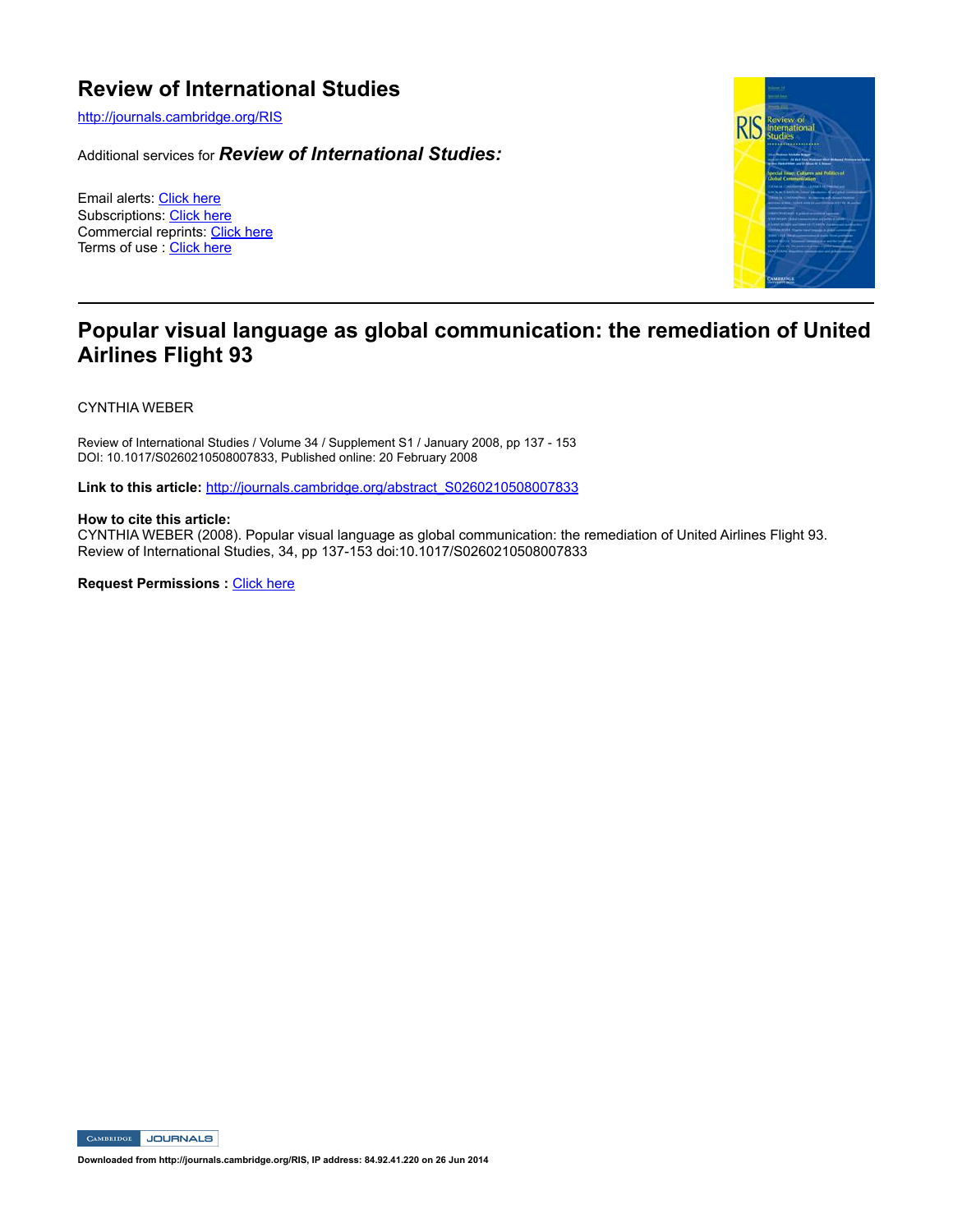# Review of International Studies

http://journals.cambridge.org/RIS

Additional services for ***Review of International Studies:***

Email alerts: Click here
Subscriptions: Click here
Commercial reprints: Click here
Terms of use : Click here

## Popular visual language as global communication: the remediation of United Airlines Flight 93

CYNTHIA WEBER

Review of International Studies / Volume 34 / Supplement S1 / January 2008, pp 137 - 153
DOI: 10.1017/S0260210508007833, Published online: 20 February 2008

**Link to this article:** http://journals.cambridge.org/abstract_S0260210508007833

**How to cite this article:**
CYNTHIA WEBER (2008). Popular visual language as global communication: the remediation of United Airlines Flight 93. Review of International Studies, 34, pp 137-153 doi:10.1017/S0260210508007833

**Request Permissions :** Click here

**Downloaded from http://journals.cambridge.org/RIS, IP address: 84.92.41.220 on 26 Jun 2014**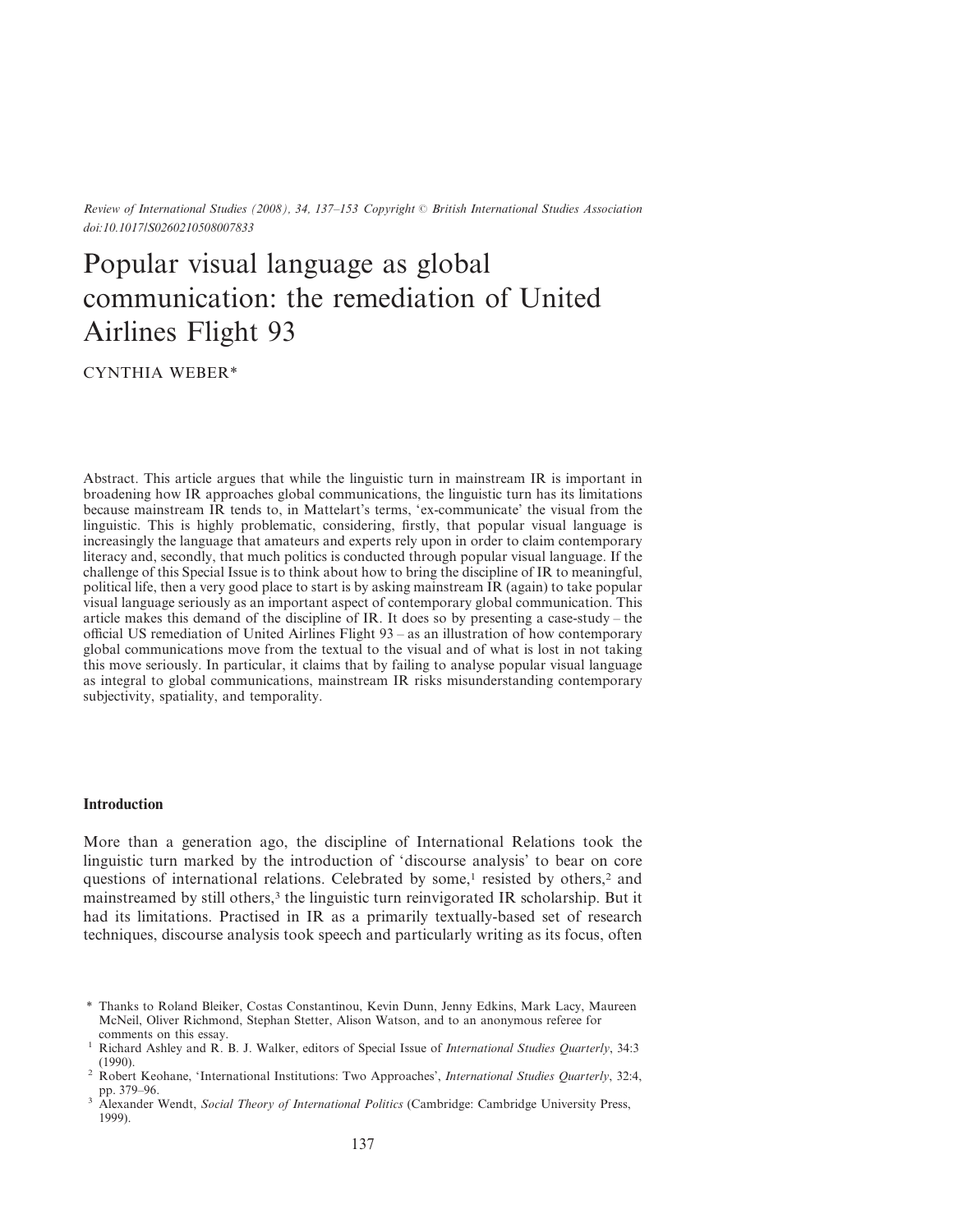*Review of International Studies (2008), 34, 137–153 Copyright © British International Studies Association*
*doi:10.1017/S0260210508007833*

# Popular visual language as global communication: the remediation of United Airlines Flight 93

CYNTHIA WEBER*

Abstract. This article argues that while the linguistic turn in mainstream IR is important in broadening how IR approaches global communications, the linguistic turn has its limitations because mainstream IR tends to, in Mattelart's terms, 'ex-communicate' the visual from the linguistic. This is highly problematic, considering, firstly, that popular visual language is increasingly the language that amateurs and experts rely upon in order to claim contemporary literacy and, secondly, that much politics is conducted through popular visual language. If the challenge of this Special Issue is to think about how to bring the discipline of IR to meaningful, political life, then a very good place to start is by asking mainstream IR (again) to take popular visual language seriously as an important aspect of contemporary global communication. This article makes this demand of the discipline of IR. It does so by presenting a case-study – the official US remediation of United Airlines Flight 93 – as an illustration of how contemporary global communications move from the textual to the visual and of what is lost in not taking this move seriously. In particular, it claims that by failing to analyse popular visual language as integral to global communications, mainstream IR risks misunderstanding contemporary subjectivity, spatiality, and temporality.

## Introduction

More than a generation ago, the discipline of International Relations took the linguistic turn marked by the introduction of 'discourse analysis' to bear on core questions of international relations. Celebrated by some,[1] resisted by others,[2] and mainstreamed by still others,[3] the linguistic turn reinvigorated IR scholarship. But it had its limitations. Practised in IR as a primarily textually-based set of research techniques, discourse analysis took speech and particularly writing as its focus, often

---

\* Thanks to Roland Bleiker, Costas Constantinou, Kevin Dunn, Jenny Edkins, Mark Lacy, Maureen McNeil, Oliver Richmond, Stephan Stetter, Alison Watson, and to an anonymous referee for comments on this essay.

[1] Richard Ashley and R. B. J. Walker, editors of Special Issue of *International Studies Quarterly*, 34:3 (1990).

[2] Robert Keohane, 'International Institutions: Two Approaches', *International Studies Quarterly*, 32:4, pp. 379–96.

[3] Alexander Wendt, *Social Theory of International Politics* (Cambridge: Cambridge University Press, 1999).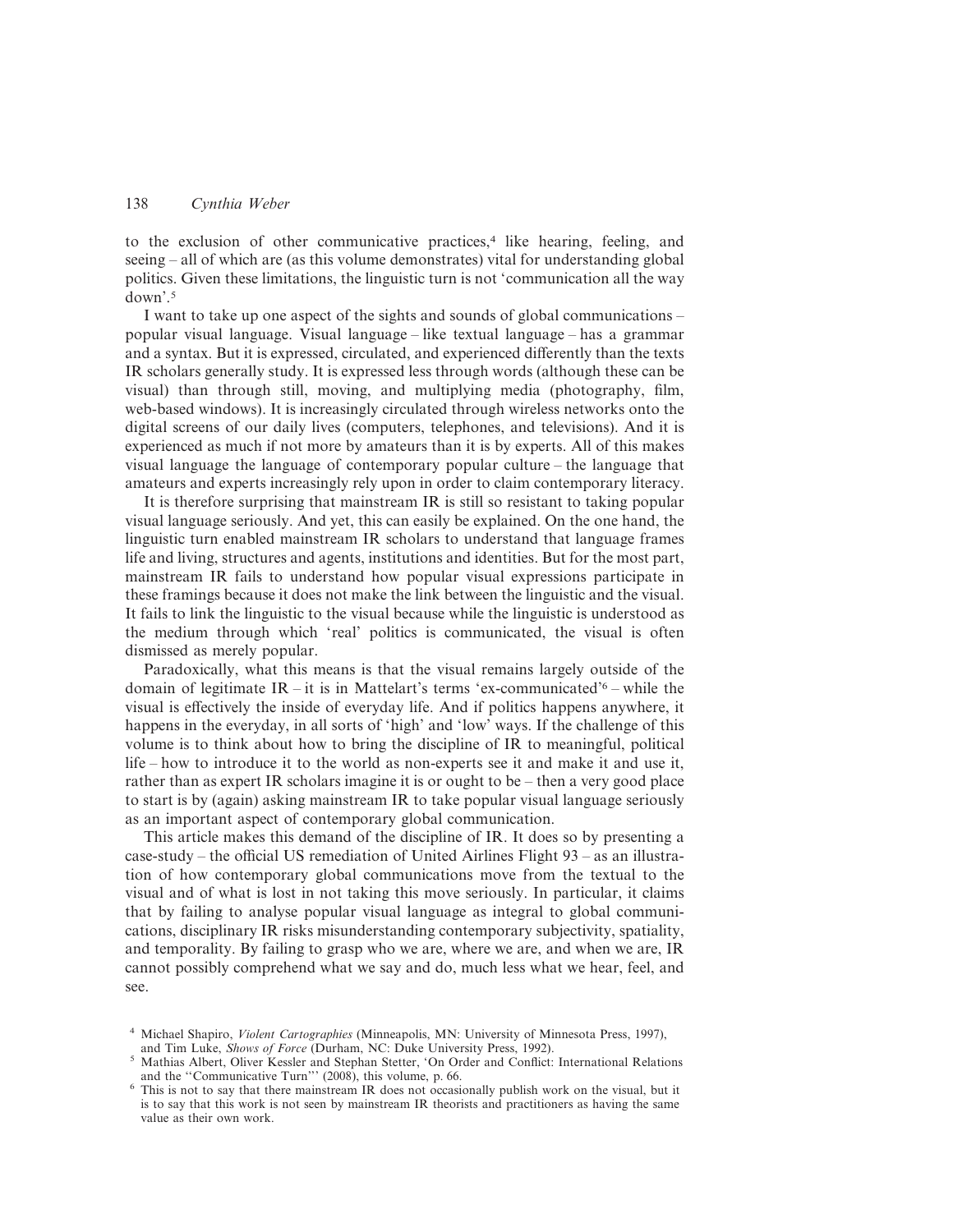to the exclusion of other communicative practices,[4] like hearing, feeling, and seeing – all of which are (as this volume demonstrates) vital for understanding global politics. Given these limitations, the linguistic turn is not 'communication all the way down'.[5]

I want to take up one aspect of the sights and sounds of global communications – popular visual language. Visual language – like textual language – has a grammar and a syntax. But it is expressed, circulated, and experienced differently than the texts IR scholars generally study. It is expressed less through words (although these can be visual) than through still, moving, and multiplying media (photography, film, web-based windows). It is increasingly circulated through wireless networks onto the digital screens of our daily lives (computers, telephones, and televisions). And it is experienced as much if not more by amateurs than it is by experts. All of this makes visual language the language of contemporary popular culture – the language that amateurs and experts increasingly rely upon in order to claim contemporary literacy.

It is therefore surprising that mainstream IR is still so resistant to taking popular visual language seriously. And yet, this can easily be explained. On the one hand, the linguistic turn enabled mainstream IR scholars to understand that language frames life and living, structures and agents, institutions and identities. But for the most part, mainstream IR fails to understand how popular visual expressions participate in these framings because it does not make the link between the linguistic and the visual. It fails to link the linguistic to the visual because while the linguistic is understood as the medium through which 'real' politics is communicated, the visual is often dismissed as merely popular.

Paradoxically, what this means is that the visual remains largely outside of the domain of legitimate IR – it is in Mattelart's terms 'ex-communicated'[6] – while the visual is effectively the inside of everyday life. And if politics happens anywhere, it happens in the everyday, in all sorts of 'high' and 'low' ways. If the challenge of this volume is to think about how to bring the discipline of IR to meaningful, political life – how to introduce it to the world as non-experts see it and make it and use it, rather than as expert IR scholars imagine it is or ought to be – then a very good place to start is by (again) asking mainstream IR to take popular visual language seriously as an important aspect of contemporary global communication.

This article makes this demand of the discipline of IR. It does so by presenting a case-study – the official US remediation of United Airlines Flight 93 – as an illustration of how contemporary global communications move from the textual to the visual and of what is lost in not taking this move seriously. In particular, it claims that by failing to analyse popular visual language as integral to global communications, disciplinary IR risks misunderstanding contemporary subjectivity, spatiality, and temporality. By failing to grasp who we are, where we are, and when we are, IR cannot possibly comprehend what we say and do, much less what we hear, feel, and see.

[4] Michael Shapiro, *Violent Cartographies* (Minneapolis, MN: University of Minnesota Press, 1997), and Tim Luke, *Shows of Force* (Durham, NC: Duke University Press, 1992).

[5] Mathias Albert, Oliver Kessler and Stephan Stetter, 'On Order and Conflict: International Relations and the "Communicative Turn"' (2008), this volume, p. 66.

[6] This is not to say that there mainstream IR does not occasionally publish work on the visual, but it is to say that this work is not seen by mainstream IR theorists and practitioners as having the same value as their own work.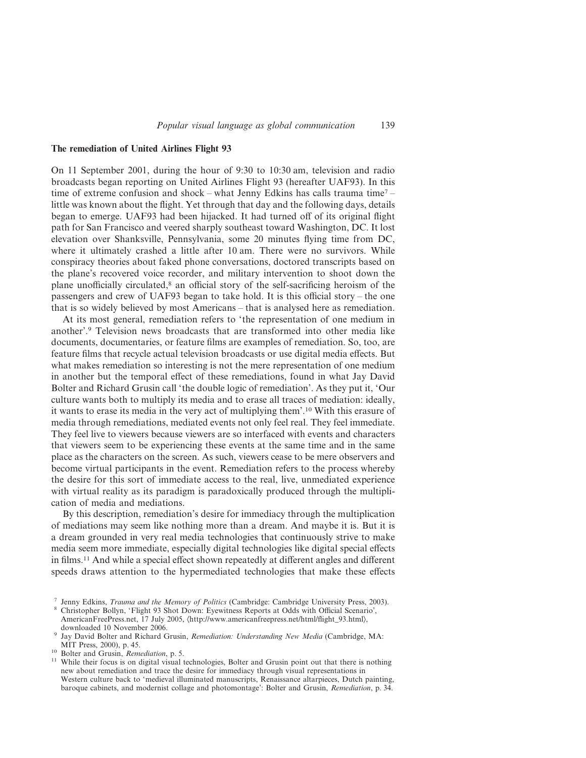## The remediation of United Airlines Flight 93

On 11 September 2001, during the hour of 9:30 to 10:30 am, television and radio broadcasts began reporting on United Airlines Flight 93 (hereafter UAF93). In this time of extreme confusion and shock – what Jenny Edkins has calls trauma time[7] – little was known about the flight. Yet through that day and the following days, details began to emerge. UAF93 had been hijacked. It had turned off of its original flight path for San Francisco and veered sharply southeast toward Washington, DC. It lost elevation over Shanksville, Pennsylvania, some 20 minutes flying time from DC, where it ultimately crashed a little after 10 am. There were no survivors. While conspiracy theories about faked phone conversations, doctored transcripts based on the plane's recovered voice recorder, and military intervention to shoot down the plane unofficially circulated,[8] an official story of the self-sacrificing heroism of the passengers and crew of UAF93 began to take hold. It is this official story – the one that is so widely believed by most Americans – that is analysed here as remediation.

At its most general, remediation refers to 'the representation of one medium in another'.[9] Television news broadcasts that are transformed into other media like documents, documentaries, or feature films are examples of remediation. So, too, are feature films that recycle actual television broadcasts or use digital media effects. But what makes remediation so interesting is not the mere representation of one medium in another but the temporal effect of these remediations, found in what Jay David Bolter and Richard Grusin call 'the double logic of remediation'. As they put it, 'Our culture wants both to multiply its media and to erase all traces of mediation: ideally, it wants to erase its media in the very act of multiplying them'.[10] With this erasure of media through remediations, mediated events not only feel real. They feel immediate. They feel live to viewers because viewers are so interfaced with events and characters that viewers seem to be experiencing these events at the same time and in the same place as the characters on the screen. As such, viewers cease to be mere observers and become virtual participants in the event. Remediation refers to the process whereby the desire for this sort of immediate access to the real, live, unmediated experience with virtual reality as its paradigm is paradoxically produced through the multiplication of media and mediations.

By this description, remediation's desire for immediacy through the multiplication of mediations may seem like nothing more than a dream. And maybe it is. But it is a dream grounded in very real media technologies that continuously strive to make media seem more immediate, especially digital technologies like digital special effects in films.[11] And while a special effect shown repeatedly at different angles and different speeds draws attention to the hypermediated technologies that make these effects

---

[7] Jenny Edkins, *Trauma and the Memory of Politics* (Cambridge: Cambridge University Press, 2003).

[8] Christopher Bollyn, 'Flight 93 Shot Down: Eyewitness Reports at Odds with Official Scenario', AmericanFreePress.net, 17 July 2005, ⟨http://www.americanfreepress.net/html/flight_93.html⟩, downloaded 10 November 2006.

[9] Jay David Bolter and Richard Grusin, *Remediation: Understanding New Media* (Cambridge, MA: MIT Press, 2000), p. 45.

[10] Bolter and Grusin, *Remediation*, p. 5.

[11] While their focus is on digital visual technologies, Bolter and Grusin point out that there is nothing new about remediation and trace the desire for immediacy through visual representations in Western culture back to 'medieval illuminated manuscripts, Renaissance altarpieces, Dutch painting, baroque cabinets, and modernist collage and photomontage': Bolter and Grusin, *Remediation*, p. 34.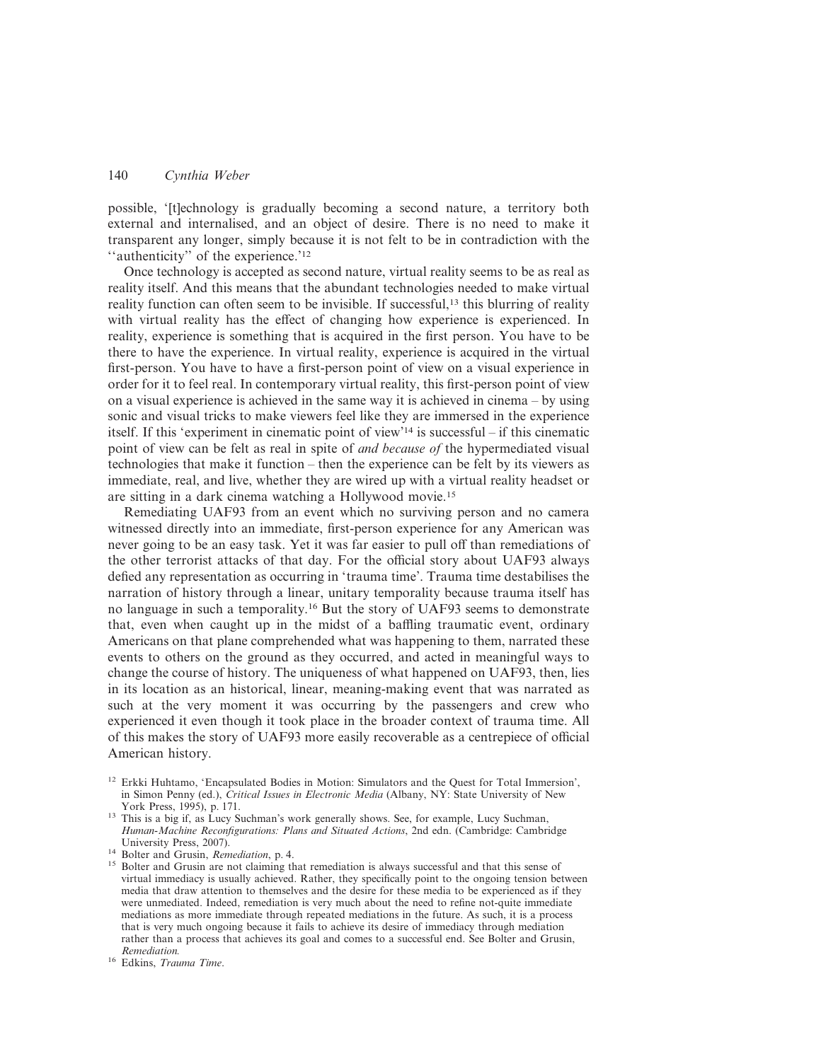possible, '[t]echnology is gradually becoming a second nature, a territory both external and internalised, and an object of desire. There is no need to make it transparent any longer, simply because it is not felt to be in contradiction with the ''authenticity'' of the experience.'[12]

Once technology is accepted as second nature, virtual reality seems to be as real as reality itself. And this means that the abundant technologies needed to make virtual reality function can often seem to be invisible. If successful,[13] this blurring of reality with virtual reality has the effect of changing how experience is experienced. In reality, experience is something that is acquired in the first person. You have to be there to have the experience. In virtual reality, experience is acquired in the virtual first-person. You have to have a first-person point of view on a visual experience in order for it to feel real. In contemporary virtual reality, this first-person point of view on a visual experience is achieved in the same way it is achieved in cinema – by using sonic and visual tricks to make viewers feel like they are immersed in the experience itself. If this 'experiment in cinematic point of view'[14] is successful – if this cinematic point of view can be felt as real in spite of *and because of* the hypermediated visual technologies that make it function – then the experience can be felt by its viewers as immediate, real, and live, whether they are wired up with a virtual reality headset or are sitting in a dark cinema watching a Hollywood movie.[15]

Remediating UAF93 from an event which no surviving person and no camera witnessed directly into an immediate, first-person experience for any American was never going to be an easy task. Yet it was far easier to pull off than remediations of the other terrorist attacks of that day. For the official story about UAF93 always defied any representation as occurring in 'trauma time'. Trauma time destabilises the narration of history through a linear, unitary temporality because trauma itself has no language in such a temporality.[16] But the story of UAF93 seems to demonstrate that, even when caught up in the midst of a baffling traumatic event, ordinary Americans on that plane comprehended what was happening to them, narrated these events to others on the ground as they occurred, and acted in meaningful ways to change the course of history. The uniqueness of what happened on UAF93, then, lies in its location as an historical, linear, meaning-making event that was narrated as such at the very moment it was occurring by the passengers and crew who experienced it even though it took place in the broader context of trauma time. All of this makes the story of UAF93 more easily recoverable as a centrepiece of official American history.

[12] Erkki Huhtamo, 'Encapsulated Bodies in Motion: Simulators and the Quest for Total Immersion', in Simon Penny (ed.), *Critical Issues in Electronic Media* (Albany, NY: State University of New York Press, 1995), p. 171.

[13] This is a big if, as Lucy Suchman's work generally shows. See, for example, Lucy Suchman, *Human-Machine Reconfigurations: Plans and Situated Actions*, 2nd edn. (Cambridge: Cambridge University Press, 2007).

[14] Bolter and Grusin, *Remediation*, p. 4.

[15] Bolter and Grusin are not claiming that remediation is always successful and that this sense of virtual immediacy is usually achieved. Rather, they specifically point to the ongoing tension between media that draw attention to themselves and the desire for these media to be experienced as if they were unmediated. Indeed, remediation is very much about the need to refine not-quite immediate mediations as more immediate through repeated mediations in the future. As such, it is a process that is very much ongoing because it fails to achieve its desire of immediacy through mediation rather than a process that achieves its goal and comes to a successful end. See Bolter and Grusin, *Remediation*.

[16] Edkins, *Trauma Time*.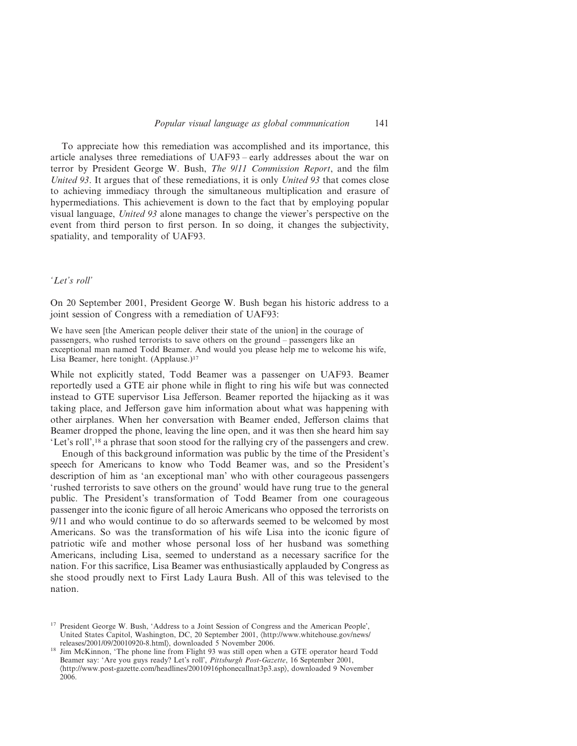To appreciate how this remediation was accomplished and its importance, this article analyses three remediations of UAF93 – early addresses about the war on terror by President George W. Bush, *The 9/11 Commission Report*, and the film *United 93*. It argues that of these remediations, it is only *United 93* that comes close to achieving immediacy through the simultaneous multiplication and erasure of hypermediations. This achievement is down to the fact that by employing popular visual language, *United 93* alone manages to change the viewer's perspective on the event from third person to first person. In so doing, it changes the subjectivity, spatiality, and temporality of UAF93.

## *'Let's roll'*

On 20 September 2001, President George W. Bush began his historic address to a joint session of Congress with a remediation of UAF93:

> We have seen [the American people deliver their state of the union] in the courage of passengers, who rushed terrorists to save others on the ground – passengers like an exceptional man named Todd Beamer. And would you please help me to welcome his wife, Lisa Beamer, here tonight. (Applause.)[17]

While not explicitly stated, Todd Beamer was a passenger on UAF93. Beamer reportedly used a GTE air phone while in flight to ring his wife but was connected instead to GTE supervisor Lisa Jefferson. Beamer reported the hijacking as it was taking place, and Jefferson gave him information about what was happening with other airplanes. When her conversation with Beamer ended, Jefferson claims that Beamer dropped the phone, leaving the line open, and it was then she heard him say 'Let's roll',[18] a phrase that soon stood for the rallying cry of the passengers and crew.

Enough of this background information was public by the time of the President's speech for Americans to know who Todd Beamer was, and so the President's description of him as 'an exceptional man' who with other courageous passengers 'rushed terrorists to save others on the ground' would have rung true to the general public. The President's transformation of Todd Beamer from one courageous passenger into the iconic figure of all heroic Americans who opposed the terrorists on 9/11 and who would continue to do so afterwards seemed to be welcomed by most Americans. So was the transformation of his wife Lisa into the iconic figure of patriotic wife and mother whose personal loss of her husband was something Americans, including Lisa, seemed to understand as a necessary sacrifice for the nation. For this sacrifice, Lisa Beamer was enthusiastically applauded by Congress as she stood proudly next to First Lady Laura Bush. All of this was televised to the nation.

---

[17] President George W. Bush, 'Address to a Joint Session of Congress and the American People', United States Capitol, Washington, DC, 20 September 2001, ⟨http://www.whitehouse.gov/news/releases/2001/09/20010920-8.html⟩, downloaded 5 November 2006.

[18] Jim McKinnon, 'The phone line from Flight 93 was still open when a GTE operator heard Todd Beamer say: 'Are you guys ready? Let's roll', *Pittsburgh Post-Gazette*, 16 September 2001, ⟨http://www.post-gazette.com/headlines/20010916phonecallnat3p3.asp⟩, downloaded 9 November 2006.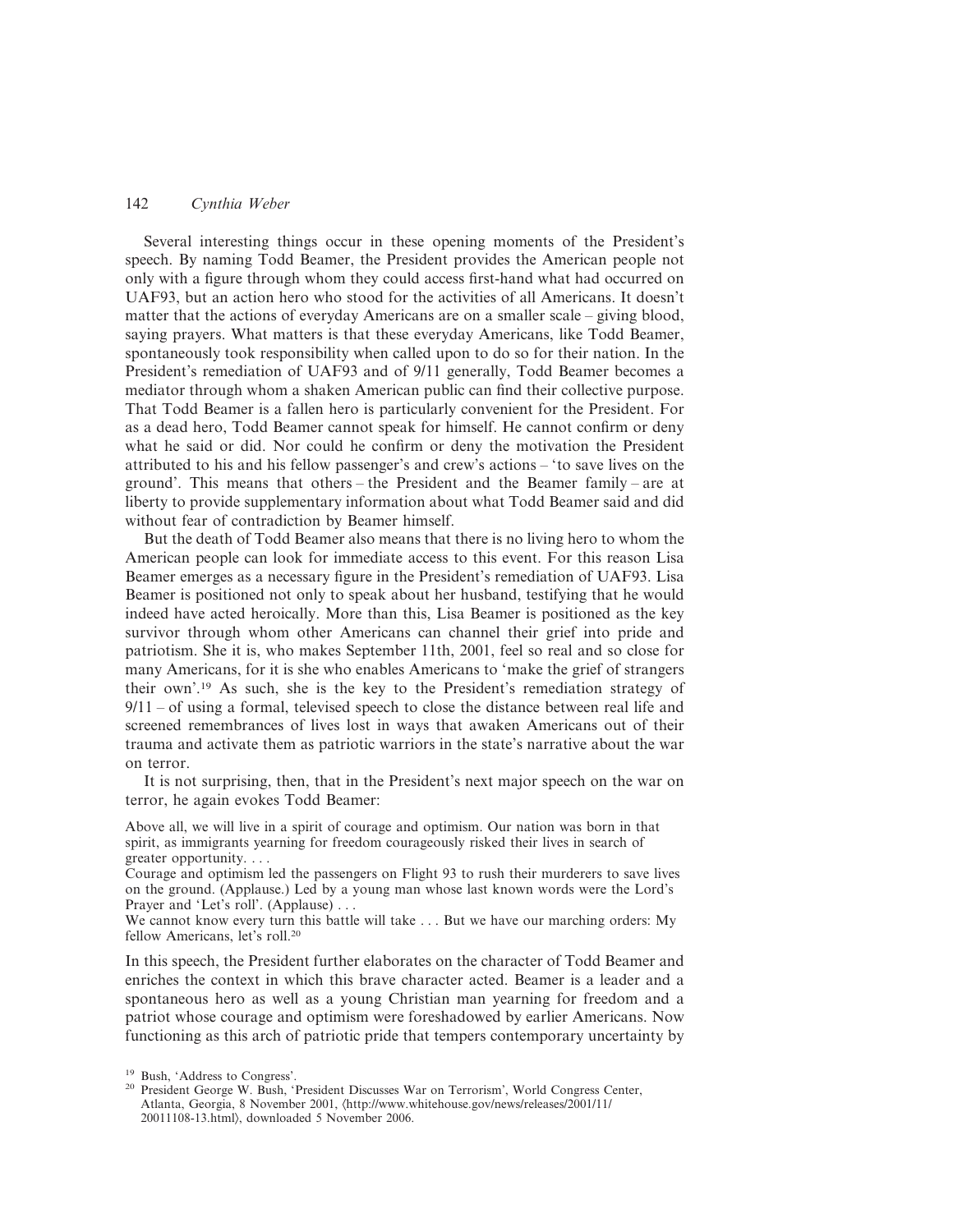Several interesting things occur in these opening moments of the President's speech. By naming Todd Beamer, the President provides the American people not only with a figure through whom they could access first-hand what had occurred on UAF93, but an action hero who stood for the activities of all Americans. It doesn't matter that the actions of everyday Americans are on a smaller scale – giving blood, saying prayers. What matters is that these everyday Americans, like Todd Beamer, spontaneously took responsibility when called upon to do so for their nation. In the President's remediation of UAF93 and of 9/11 generally, Todd Beamer becomes a mediator through whom a shaken American public can find their collective purpose. That Todd Beamer is a fallen hero is particularly convenient for the President. For as a dead hero, Todd Beamer cannot speak for himself. He cannot confirm or deny what he said or did. Nor could he confirm or deny the motivation the President attributed to his and his fellow passenger's and crew's actions – 'to save lives on the ground'. This means that others – the President and the Beamer family – are at liberty to provide supplementary information about what Todd Beamer said and did without fear of contradiction by Beamer himself.

But the death of Todd Beamer also means that there is no living hero to whom the American people can look for immediate access to this event. For this reason Lisa Beamer emerges as a necessary figure in the President's remediation of UAF93. Lisa Beamer is positioned not only to speak about her husband, testifying that he would indeed have acted heroically. More than this, Lisa Beamer is positioned as the key survivor through whom other Americans can channel their grief into pride and patriotism. She it is, who makes September 11th, 2001, feel so real and so close for many Americans, for it is she who enables Americans to 'make the grief of strangers their own'.[19] As such, she is the key to the President's remediation strategy of 9/11 – of using a formal, televised speech to close the distance between real life and screened remembrances of lives lost in ways that awaken Americans out of their trauma and activate them as patriotic warriors in the state's narrative about the war on terror.

It is not surprising, then, that in the President's next major speech on the war on terror, he again evokes Todd Beamer:

> Above all, we will live in a spirit of courage and optimism. Our nation was born in that spirit, as immigrants yearning for freedom courageously risked their lives in search of greater opportunity. . . .
> Courage and optimism led the passengers on Flight 93 to rush their murderers to save lives on the ground. (Applause.) Led by a young man whose last known words were the Lord's Prayer and 'Let's roll'. (Applause) . . .
> We cannot know every turn this battle will take . . . But we have our marching orders: My fellow Americans, let's roll.[20]

In this speech, the President further elaborates on the character of Todd Beamer and enriches the context in which this brave character acted. Beamer is a leader and a spontaneous hero as well as a young Christian man yearning for freedom and a patriot whose courage and optimism were foreshadowed by earlier Americans. Now functioning as this arch of patriotic pride that tempers contemporary uncertainty by

[19] Bush, 'Address to Congress'.

[20] President George W. Bush, 'President Discusses War on Terrorism', World Congress Center, Atlanta, Georgia, 8 November 2001, ⟨http://www.whitehouse.gov/news/releases/2001/11/20011108-13.html⟩, downloaded 5 November 2006.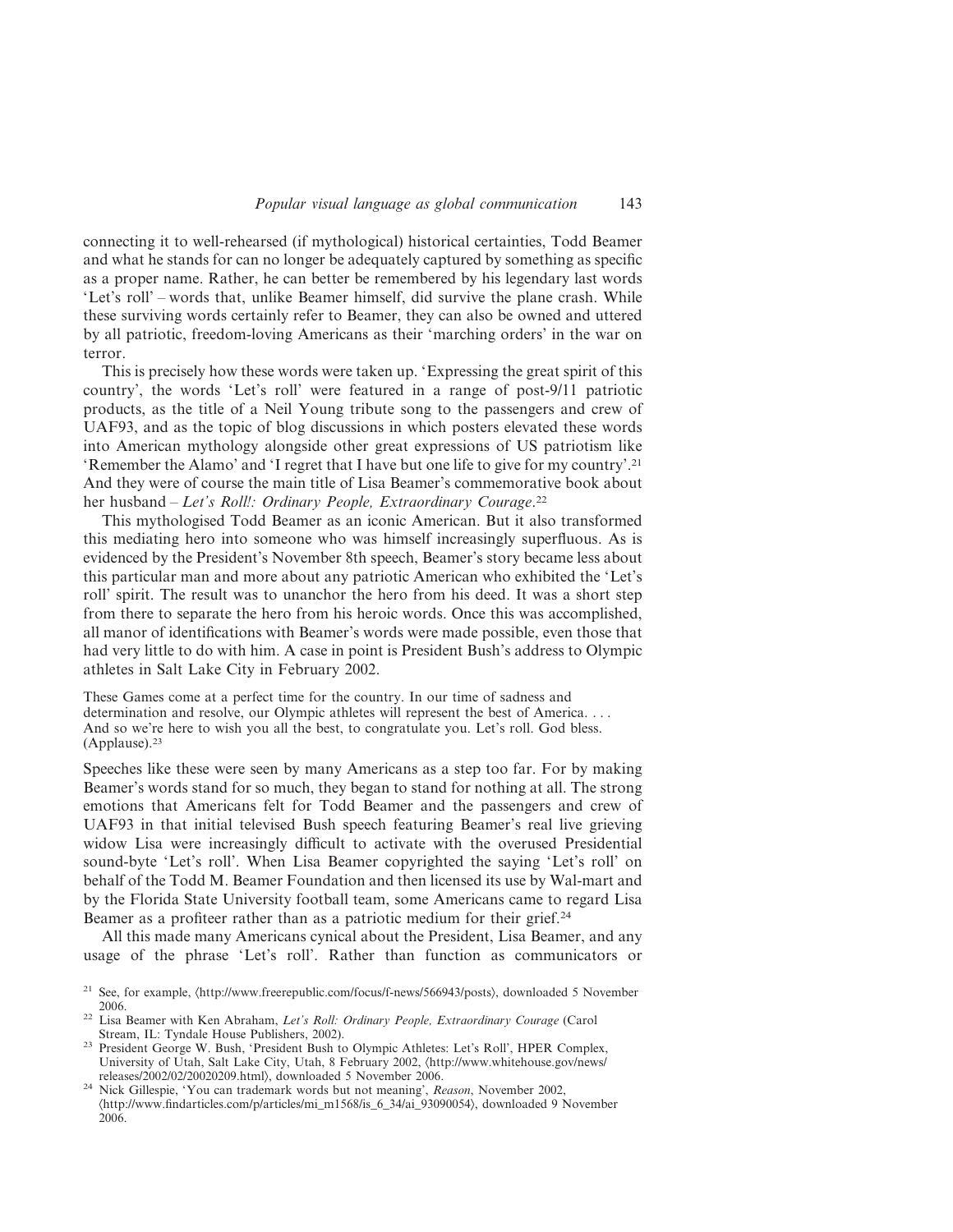connecting it to well-rehearsed (if mythological) historical certainties, Todd Beamer and what he stands for can no longer be adequately captured by something as specific as a proper name. Rather, he can better be remembered by his legendary last words 'Let's roll' – words that, unlike Beamer himself, did survive the plane crash. While these surviving words certainly refer to Beamer, they can also be owned and uttered by all patriotic, freedom-loving Americans as their 'marching orders' in the war on terror.

This is precisely how these words were taken up. 'Expressing the great spirit of this country', the words 'Let's roll' were featured in a range of post-9/11 patriotic products, as the title of a Neil Young tribute song to the passengers and crew of UAF93, and as the topic of blog discussions in which posters elevated these words into American mythology alongside other great expressions of US patriotism like 'Remember the Alamo' and 'I regret that I have but one life to give for my country'.[21] And they were of course the main title of Lisa Beamer's commemorative book about her husband – *Let's Roll!: Ordinary People, Extraordinary Courage*.[22]

This mythologised Todd Beamer as an iconic American. But it also transformed this mediating hero into someone who was himself increasingly superfluous. As is evidenced by the President's November 8th speech, Beamer's story became less about this particular man and more about any patriotic American who exhibited the 'Let's roll' spirit. The result was to unanchor the hero from his deed. It was a short step from there to separate the hero from his heroic words. Once this was accomplished, all manor of identifications with Beamer's words were made possible, even those that had very little to do with him. A case in point is President Bush's address to Olympic athletes in Salt Lake City in February 2002.

> These Games come at a perfect time for the country. In our time of sadness and determination and resolve, our Olympic athletes will represent the best of America. . . . And so we're here to wish you all the best, to congratulate you. Let's roll. God bless. (Applause).[23]

Speeches like these were seen by many Americans as a step too far. For by making Beamer's words stand for so much, they began to stand for nothing at all. The strong emotions that Americans felt for Todd Beamer and the passengers and crew of UAF93 in that initial televised Bush speech featuring Beamer's real live grieving widow Lisa were increasingly difficult to activate with the overused Presidential sound-byte 'Let's roll'. When Lisa Beamer copyrighted the saying 'Let's roll' on behalf of the Todd M. Beamer Foundation and then licensed its use by Wal-mart and by the Florida State University football team, some Americans came to regard Lisa Beamer as a profiteer rather than as a patriotic medium for their grief.[24]

All this made many Americans cynical about the President, Lisa Beamer, and any usage of the phrase 'Let's roll'. Rather than function as communicators or

---

[21] See, for example, ⟨http://www.freerepublic.com/focus/f-news/566943/posts⟩, downloaded 5 November 2006.

[22] Lisa Beamer with Ken Abraham, *Let's Roll: Ordinary People, Extraordinary Courage* (Carol Stream, IL: Tyndale House Publishers, 2002).

[23] President George W. Bush, 'President Bush to Olympic Athletes: Let's Roll', HPER Complex, University of Utah, Salt Lake City, Utah, 8 February 2002, ⟨http://www.whitehouse.gov/news/releases/2002/02/20020209.html⟩, downloaded 5 November 2006.

[24] Nick Gillespie, 'You can trademark words but not meaning', *Reason*, November 2002, ⟨http://www.findarticles.com/p/articles/mi_m1568/is_6_34/ai_93090054⟩, downloaded 9 November 2006.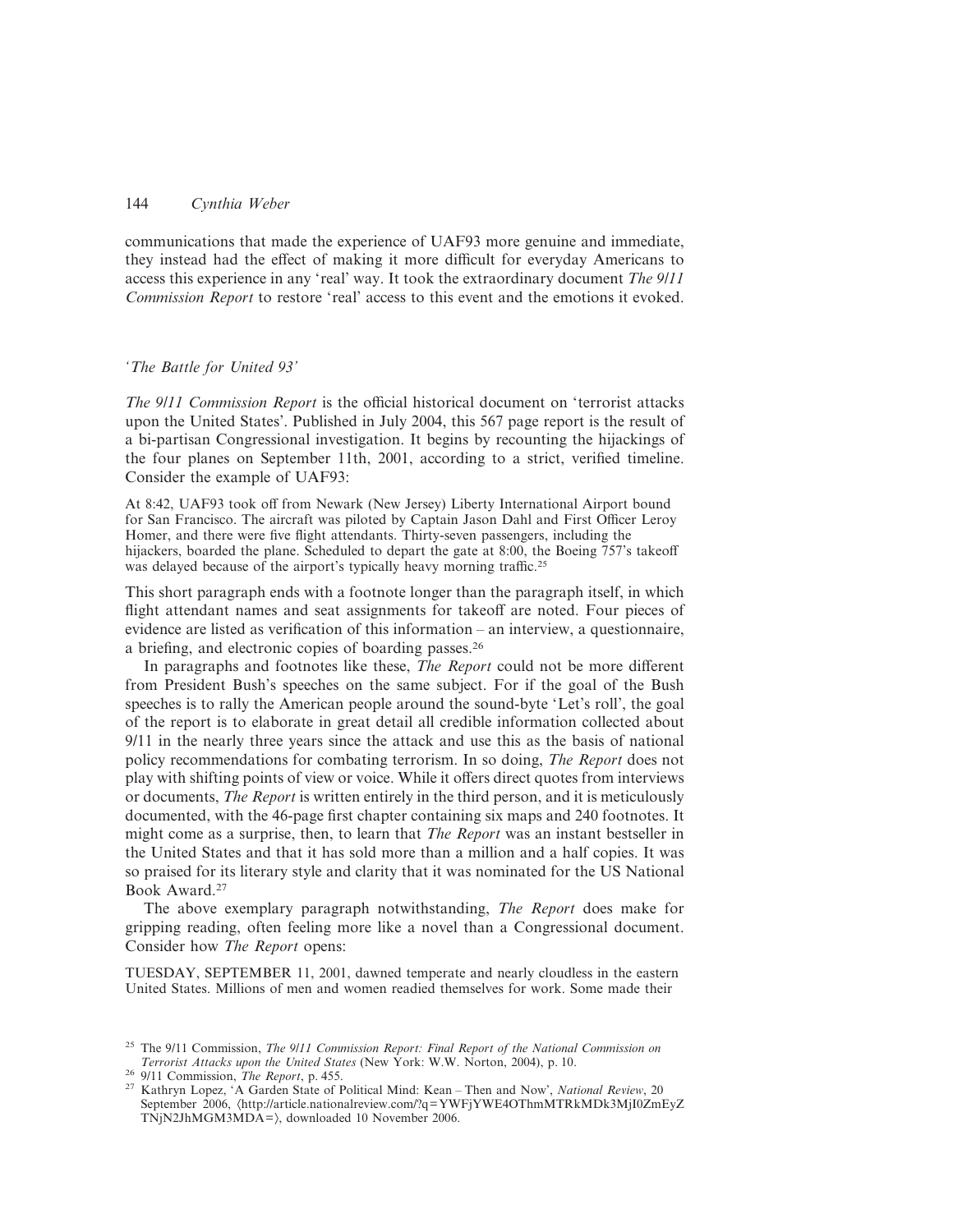communications that made the experience of UAF93 more genuine and immediate, they instead had the effect of making it more difficult for everyday Americans to access this experience in any 'real' way. It took the extraordinary document *The 9/11 Commission Report* to restore 'real' access to this event and the emotions it evoked.

### *'The Battle for United 93'*

*The 9/11 Commission Report* is the official historical document on 'terrorist attacks upon the United States'. Published in July 2004, this 567 page report is the result of a bi-partisan Congressional investigation. It begins by recounting the hijackings of the four planes on September 11th, 2001, according to a strict, verified timeline. Consider the example of UAF93:

> At 8:42, UAF93 took off from Newark (New Jersey) Liberty International Airport bound for San Francisco. The aircraft was piloted by Captain Jason Dahl and First Officer Leroy Homer, and there were five flight attendants. Thirty-seven passengers, including the hijackers, boarded the plane. Scheduled to depart the gate at 8:00, the Boeing 757's takeoff was delayed because of the airport's typically heavy morning traffic.[25]

This short paragraph ends with a footnote longer than the paragraph itself, in which flight attendant names and seat assignments for takeoff are noted. Four pieces of evidence are listed as verification of this information – an interview, a questionnaire, a briefing, and electronic copies of boarding passes.[26]

In paragraphs and footnotes like these, *The Report* could not be more different from President Bush's speeches on the same subject. For if the goal of the Bush speeches is to rally the American people around the sound-byte 'Let's roll', the goal of the report is to elaborate in great detail all credible information collected about 9/11 in the nearly three years since the attack and use this as the basis of national policy recommendations for combating terrorism. In so doing, *The Report* does not play with shifting points of view or voice. While it offers direct quotes from interviews or documents, *The Report* is written entirely in the third person, and it is meticulously documented, with the 46-page first chapter containing six maps and 240 footnotes. It might come as a surprise, then, to learn that *The Report* was an instant bestseller in the United States and that it has sold more than a million and a half copies. It was so praised for its literary style and clarity that it was nominated for the US National Book Award.[27]

The above exemplary paragraph notwithstanding, *The Report* does make for gripping reading, often feeling more like a novel than a Congressional document. Consider how *The Report* opens:

> TUESDAY, SEPTEMBER 11, 2001, dawned temperate and nearly cloudless in the eastern United States. Millions of men and women readied themselves for work. Some made their

---

[25] The 9/11 Commission, *The 9/11 Commission Report: Final Report of the National Commission on Terrorist Attacks upon the United States* (New York: W.W. Norton, 2004), p. 10.

[26] 9/11 Commission, *The Report*, p. 455.

[27] Kathryn Lopez, 'A Garden State of Political Mind: Kean – Then and Now', *National Review*, 20 September 2006, ⟨http://article.nationalreview.com/?q=YWFjYWE4OThmMTRkMDk3MjI0ZmEyZTNjN2JhMGM3MDA=⟩, downloaded 10 November 2006.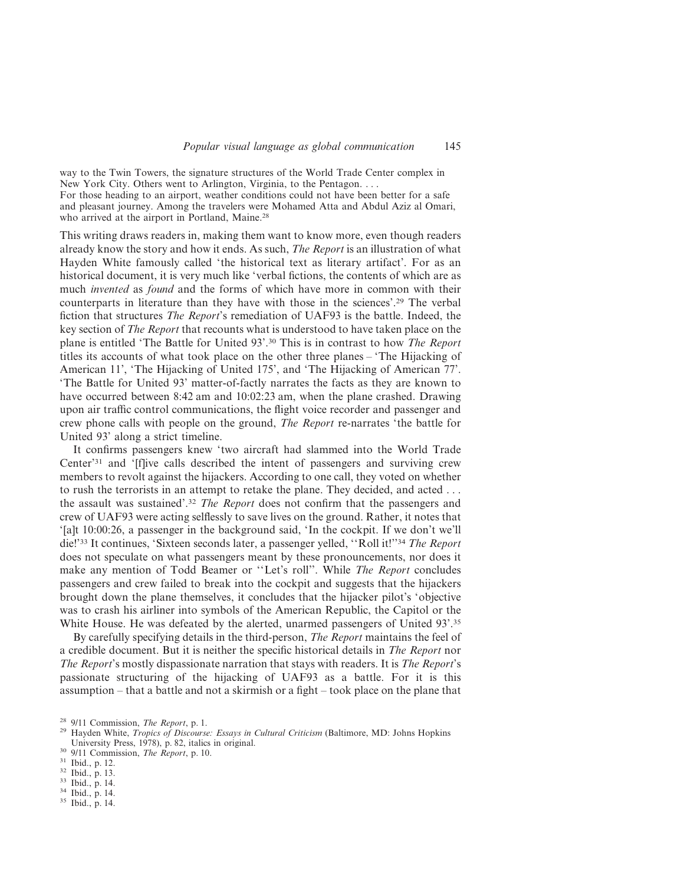way to the Twin Towers, the signature structures of the World Trade Center complex in New York City. Others went to Arlington, Virginia, to the Pentagon. . . .
For those heading to an airport, weather conditions could not have been better for a safe and pleasant journey. Among the travelers were Mohamed Atta and Abdul Aziz al Omari, who arrived at the airport in Portland, Maine.[28]

This writing draws readers in, making them want to know more, even though readers already know the story and how it ends. As such, *The Report* is an illustration of what Hayden White famously called 'the historical text as literary artifact'. For as an historical document, it is very much like 'verbal fictions, the contents of which are as much *invented* as *found* and the forms of which have more in common with their counterparts in literature than they have with those in the sciences'.[29] The verbal fiction that structures *The Report*'s remediation of UAF93 is the battle. Indeed, the key section of *The Report* that recounts what is understood to have taken place on the plane is entitled 'The Battle for United 93'.[30] This is in contrast to how *The Report* titles its accounts of what took place on the other three planes – 'The Hijacking of American 11', 'The Hijacking of United 175', and 'The Hijacking of American 77'. 'The Battle for United 93' matter-of-factly narrates the facts as they are known to have occurred between 8:42 am and 10:02:23 am, when the plane crashed. Drawing upon air traffic control communications, the flight voice recorder and passenger and crew phone calls with people on the ground, *The Report* re-narrates 'the battle for United 93' along a strict timeline.

It confirms passengers knew 'two aircraft had slammed into the World Trade Center'[31] and '[f]ive calls described the intent of passengers and surviving crew members to revolt against the hijackers. According to one call, they voted on whether to rush the terrorists in an attempt to retake the plane. They decided, and acted . . . the assault was sustained'.[32] *The Report* does not confirm that the passengers and crew of UAF93 were acting selflessly to save lives on the ground. Rather, it notes that '[a]t 10:00:26, a passenger in the background said, 'In the cockpit. If we don't we'll die!'[33] It continues, 'Sixteen seconds later, a passenger yelled, ''Roll it!''[34] *The Report* does not speculate on what passengers meant by these pronouncements, nor does it make any mention of Todd Beamer or ''Let's roll''. While *The Report* concludes passengers and crew failed to break into the cockpit and suggests that the hijackers brought down the plane themselves, it concludes that the hijacker pilot's 'objective was to crash his airliner into symbols of the American Republic, the Capitol or the White House. He was defeated by the alerted, unarmed passengers of United 93'.[35]

By carefully specifying details in the third-person, *The Report* maintains the feel of a credible document. But it is neither the specific historical details in *The Report* nor *The Report*'s mostly dispassionate narration that stays with readers. It is *The Report*'s passionate structuring of the hijacking of UAF93 as a battle. For it is this assumption – that a battle and not a skirmish or a fight – took place on the plane that

[28] 9/11 Commission, *The Report*, p. 1.
[29] Hayden White, *Tropics of Discourse: Essays in Cultural Criticism* (Baltimore, MD: Johns Hopkins University Press, 1978), p. 82, italics in original.
[30] 9/11 Commission, *The Report*, p. 10.
[31] Ibid., p. 12.
[32] Ibid., p. 13.
[33] Ibid., p. 14.
[34] Ibid., p. 14.
[35] Ibid., p. 14.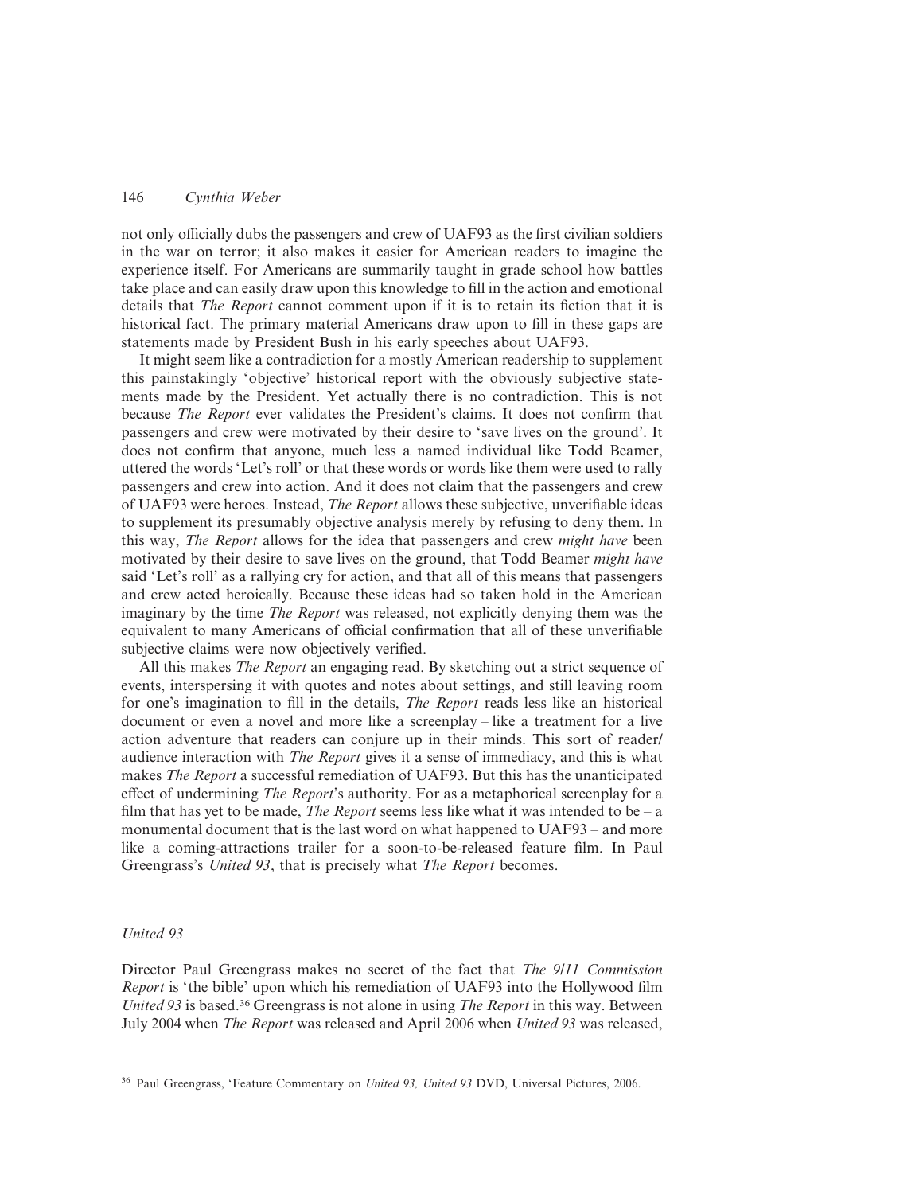not only officially dubs the passengers and crew of UAF93 as the first civilian soldiers in the war on terror; it also makes it easier for American readers to imagine the experience itself. For Americans are summarily taught in grade school how battles take place and can easily draw upon this knowledge to fill in the action and emotional details that *The Report* cannot comment upon if it is to retain its fiction that it is historical fact. The primary material Americans draw upon to fill in these gaps are statements made by President Bush in his early speeches about UAF93.

It might seem like a contradiction for a mostly American readership to supplement this painstakingly 'objective' historical report with the obviously subjective statements made by the President. Yet actually there is no contradiction. This is not because *The Report* ever validates the President's claims. It does not confirm that passengers and crew were motivated by their desire to 'save lives on the ground'. It does not confirm that anyone, much less a named individual like Todd Beamer, uttered the words 'Let's roll' or that these words or words like them were used to rally passengers and crew into action. And it does not claim that the passengers and crew of UAF93 were heroes. Instead, *The Report* allows these subjective, unverifiable ideas to supplement its presumably objective analysis merely by refusing to deny them. In this way, *The Report* allows for the idea that passengers and crew *might have* been motivated by their desire to save lives on the ground, that Todd Beamer *might have* said 'Let's roll' as a rallying cry for action, and that all of this means that passengers and crew acted heroically. Because these ideas had so taken hold in the American imaginary by the time *The Report* was released, not explicitly denying them was the equivalent to many Americans of official confirmation that all of these unverifiable subjective claims were now objectively verified.

All this makes *The Report* an engaging read. By sketching out a strict sequence of events, interspersing it with quotes and notes about settings, and still leaving room for one's imagination to fill in the details, *The Report* reads less like an historical document or even a novel and more like a screenplay – like a treatment for a live action adventure that readers can conjure up in their minds. This sort of reader/audience interaction with *The Report* gives it a sense of immediacy, and this is what makes *The Report* a successful remediation of UAF93. But this has the unanticipated effect of undermining *The Report*'s authority. For as a metaphorical screenplay for a film that has yet to be made, *The Report* seems less like what it was intended to be – a monumental document that is the last word on what happened to UAF93 – and more like a coming-attractions trailer for a soon-to-be-released feature film. In Paul Greengrass's *United 93*, that is precisely what *The Report* becomes.

## *United 93*

Director Paul Greengrass makes no secret of the fact that *The 9/11 Commission Report* is 'the bible' upon which his remediation of UAF93 into the Hollywood film *United 93* is based.[36] Greengrass is not alone in using *The Report* in this way. Between July 2004 when *The Report* was released and April 2006 when *United 93* was released,

[36] Paul Greengrass, 'Feature Commentary on *United 93, United 93* DVD, Universal Pictures, 2006.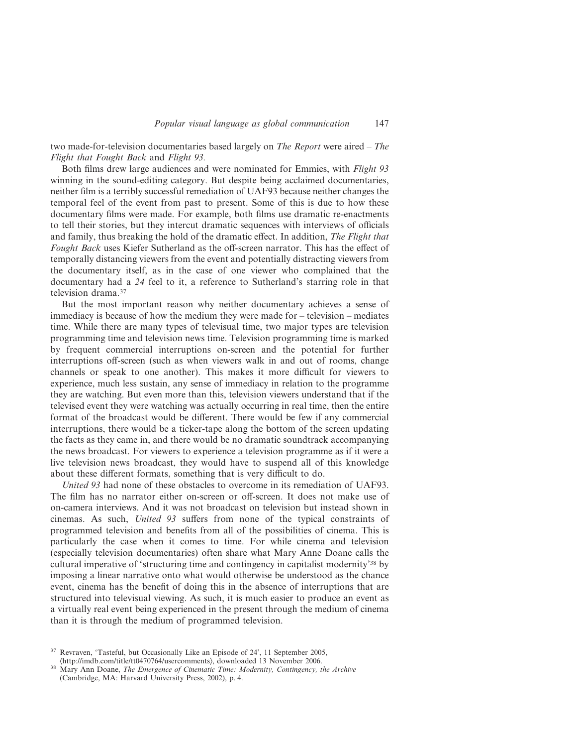two made-for-television documentaries based largely on *The Report* were aired – *The Flight that Fought Back* and *Flight 93*.

Both films drew large audiences and were nominated for Emmies, with *Flight 93* winning in the sound-editing category. But despite being acclaimed documentaries, neither film is a terribly successful remediation of UAF93 because neither changes the temporal feel of the event from past to present. Some of this is due to how these documentary films were made. For example, both films use dramatic re-enactments to tell their stories, but they intercut dramatic sequences with interviews of officials and family, thus breaking the hold of the dramatic effect. In addition, *The Flight that Fought Back* uses Kiefer Sutherland as the off-screen narrator. This has the effect of temporally distancing viewers from the event and potentially distracting viewers from the documentary itself, as in the case of one viewer who complained that the documentary had a *24* feel to it, a reference to Sutherland's starring role in that television drama.[37]

But the most important reason why neither documentary achieves a sense of immediacy is because of how the medium they were made for – television – mediates time. While there are many types of televisual time, two major types are television programming time and television news time. Television programming time is marked by frequent commercial interruptions on-screen and the potential for further interruptions off-screen (such as when viewers walk in and out of rooms, change channels or speak to one another). This makes it more difficult for viewers to experience, much less sustain, any sense of immediacy in relation to the programme they are watching. But even more than this, television viewers understand that if the televised event they were watching was actually occurring in real time, then the entire format of the broadcast would be different. There would be few if any commercial interruptions, there would be a ticker-tape along the bottom of the screen updating the facts as they came in, and there would be no dramatic soundtrack accompanying the news broadcast. For viewers to experience a television programme as if it were a live television news broadcast, they would have to suspend all of this knowledge about these different formats, something that is very difficult to do.

*United 93* had none of these obstacles to overcome in its remediation of UAF93. The film has no narrator either on-screen or off-screen. It does not make use of on-camera interviews. And it was not broadcast on television but instead shown in cinemas. As such, *United 93* suffers from none of the typical constraints of programmed television and benefits from all of the possibilities of cinema. This is particularly the case when it comes to time. For while cinema and television (especially television documentaries) often share what Mary Anne Doane calls the cultural imperative of 'structuring time and contingency in capitalist modernity'[38] by imposing a linear narrative onto what would otherwise be understood as the chance event, cinema has the benefit of doing this in the absence of interruptions that are structured into televisual viewing. As such, it is much easier to produce an event as a virtually real event being experienced in the present through the medium of cinema than it is through the medium of programmed television.

---

[37] Revraven, 'Tasteful, but Occasionally Like an Episode of 24', 11 September 2005, ⟨http://imdb.com/title/tt0470764/usercomments⟩, downloaded 13 November 2006.

[38] Mary Ann Doane, *The Emergence of Cinematic Time: Modernity, Contingency, the Archive* (Cambridge, MA: Harvard University Press, 2002), p. 4.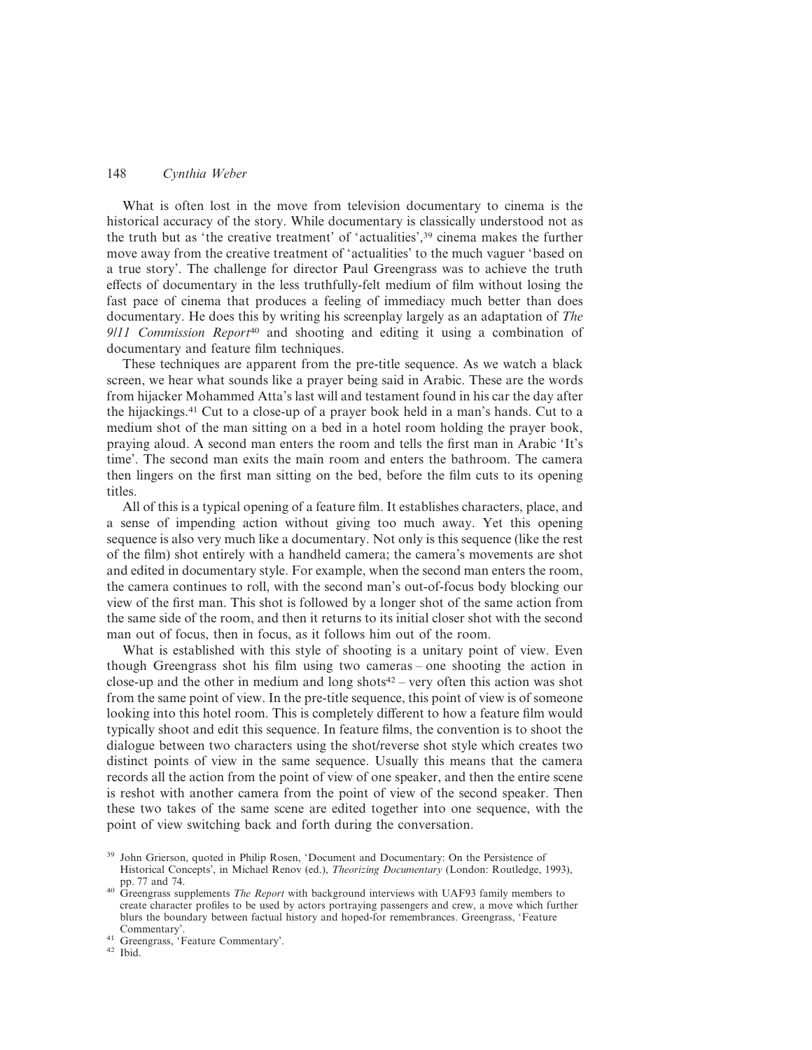What is often lost in the move from television documentary to cinema is the historical accuracy of the story. While documentary is classically understood not as the truth but as 'the creative treatment' of 'actualities',[39] cinema makes the further move away from the creative treatment of 'actualities' to the much vaguer 'based on a true story'. The challenge for director Paul Greengrass was to achieve the truth effects of documentary in the less truthfully-felt medium of film without losing the fast pace of cinema that produces a feeling of immediacy much better than does documentary. He does this by writing his screenplay largely as an adaptation of *The 9/11 Commission Report*[40] and shooting and editing it using a combination of documentary and feature film techniques.

These techniques are apparent from the pre-title sequence. As we watch a black screen, we hear what sounds like a prayer being said in Arabic. These are the words from hijacker Mohammed Atta's last will and testament found in his car the day after the hijackings.[41] Cut to a close-up of a prayer book held in a man's hands. Cut to a medium shot of the man sitting on a bed in a hotel room holding the prayer book, praying aloud. A second man enters the room and tells the first man in Arabic 'It's time'. The second man exits the main room and enters the bathroom. The camera then lingers on the first man sitting on the bed, before the film cuts to its opening titles.

All of this is a typical opening of a feature film. It establishes characters, place, and a sense of impending action without giving too much away. Yet this opening sequence is also very much like a documentary. Not only is this sequence (like the rest of the film) shot entirely with a handheld camera; the camera's movements are shot and edited in documentary style. For example, when the second man enters the room, the camera continues to roll, with the second man's out-of-focus body blocking our view of the first man. This shot is followed by a longer shot of the same action from the same side of the room, and then it returns to its initial closer shot with the second man out of focus, then in focus, as it follows him out of the room.

What is established with this style of shooting is a unitary point of view. Even though Greengrass shot his film using two cameras – one shooting the action in close-up and the other in medium and long shots[42] – very often this action was shot from the same point of view. In the pre-title sequence, this point of view is of someone looking into this hotel room. This is completely different to how a feature film would typically shoot and edit this sequence. In feature films, the convention is to shoot the dialogue between two characters using the shot/reverse shot style which creates two distinct points of view in the same sequence. Usually this means that the camera records all the action from the point of view of one speaker, and then the entire scene is reshot with another camera from the point of view of the second speaker. Then these two takes of the same scene are edited together into one sequence, with the point of view switching back and forth during the conversation.

[39] John Grierson, quoted in Philip Rosen, 'Document and Documentary: On the Persistence of Historical Concepts', in Michael Renov (ed.), *Theorizing Documentary* (London: Routledge, 1993), pp. 77 and 74.

[40] Greengrass supplements *The Report* with background interviews with UAF93 family members to create character profiles to be used by actors portraying passengers and crew, a move which further blurs the boundary between factual history and hoped-for remembrances. Greengrass, 'Feature Commentary'.

[41] Greengrass, 'Feature Commentary'.

[42] Ibid.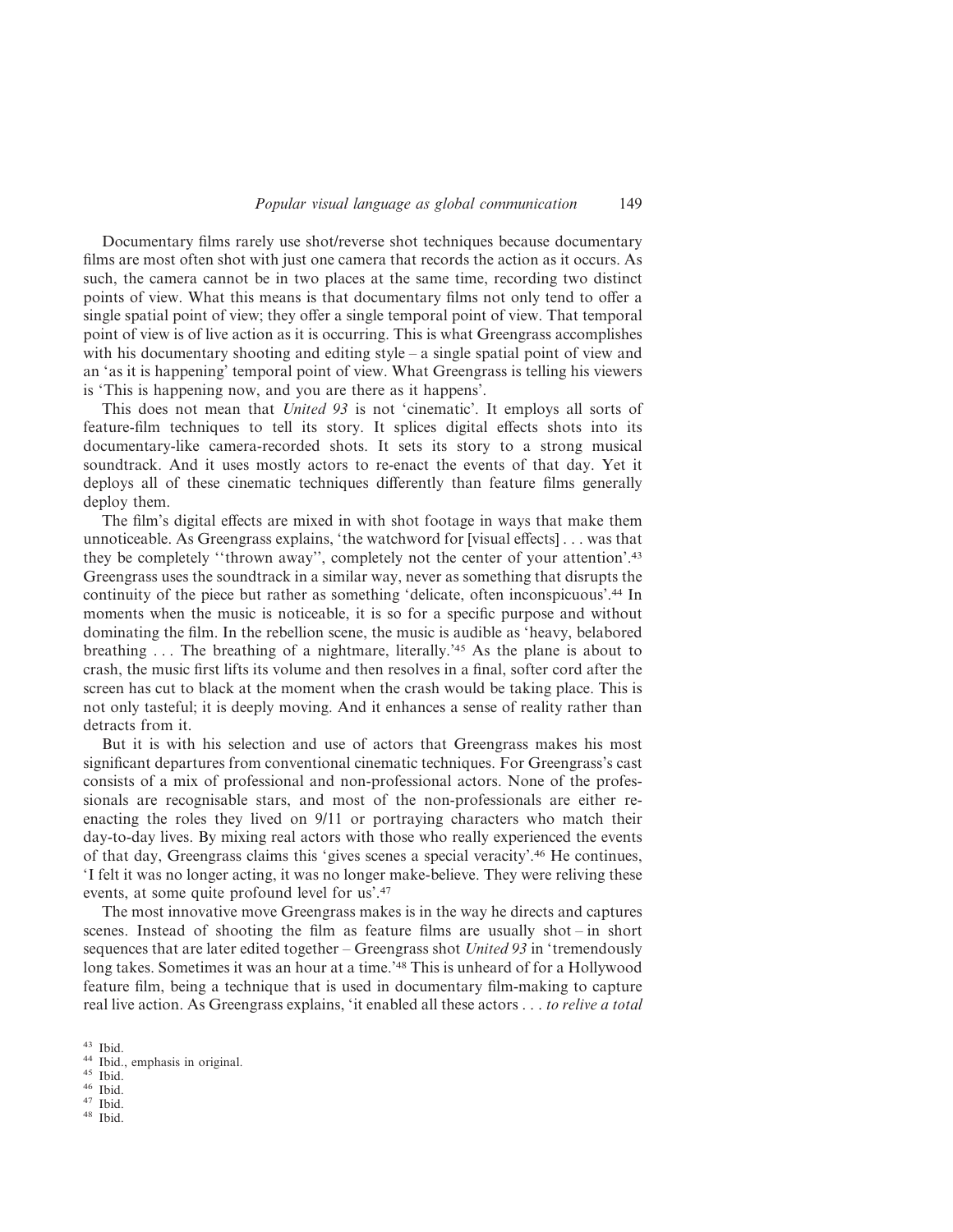Documentary films rarely use shot/reverse shot techniques because documentary films are most often shot with just one camera that records the action as it occurs. As such, the camera cannot be in two places at the same time, recording two distinct points of view. What this means is that documentary films not only tend to offer a single spatial point of view; they offer a single temporal point of view. That temporal point of view is of live action as it is occurring. This is what Greengrass accomplishes with his documentary shooting and editing style – a single spatial point of view and an 'as it is happening' temporal point of view. What Greengrass is telling his viewers is 'This is happening now, and you are there as it happens'.

This does not mean that *United 93* is not 'cinematic'. It employs all sorts of feature-film techniques to tell its story. It splices digital effects shots into its documentary-like camera-recorded shots. It sets its story to a strong musical soundtrack. And it uses mostly actors to re-enact the events of that day. Yet it deploys all of these cinematic techniques differently than feature films generally deploy them.

The film's digital effects are mixed in with shot footage in ways that make them unnoticeable. As Greengrass explains, 'the watchword for [visual effects] . . . was that they be completely ''thrown away'', completely not the center of your attention'.[43] Greengrass uses the soundtrack in a similar way, never as something that disrupts the continuity of the piece but rather as something 'delicate, often inconspicuous'.[44] In moments when the music is noticeable, it is so for a specific purpose and without dominating the film. In the rebellion scene, the music is audible as 'heavy, belabored breathing . . . The breathing of a nightmare, literally.'[45] As the plane is about to crash, the music first lifts its volume and then resolves in a final, softer cord after the screen has cut to black at the moment when the crash would be taking place. This is not only tasteful; it is deeply moving. And it enhances a sense of reality rather than detracts from it.

But it is with his selection and use of actors that Greengrass makes his most significant departures from conventional cinematic techniques. For Greengrass's cast consists of a mix of professional and non-professional actors. None of the professionals are recognisable stars, and most of the non-professionals are either re-enacting the roles they lived on 9/11 or portraying characters who match their day-to-day lives. By mixing real actors with those who really experienced the events of that day, Greengrass claims this 'gives scenes a special veracity'.[46] He continues, 'I felt it was no longer acting, it was no longer make-believe. They were reliving these events, at some quite profound level for us'.[47]

The most innovative move Greengrass makes is in the way he directs and captures scenes. Instead of shooting the film as feature films are usually shot – in short sequences that are later edited together – Greengrass shot *United 93* in 'tremendously long takes. Sometimes it was an hour at a time.'[48] This is unheard of for a Hollywood feature film, being a technique that is used in documentary film-making to capture real live action. As Greengrass explains, 'it enabled all these actors . . . *to relive a total*

[43] Ibid.
[44] Ibid., emphasis in original.
[45] Ibid.
[46] Ibid.
[47] Ibid.
[48] Ibid.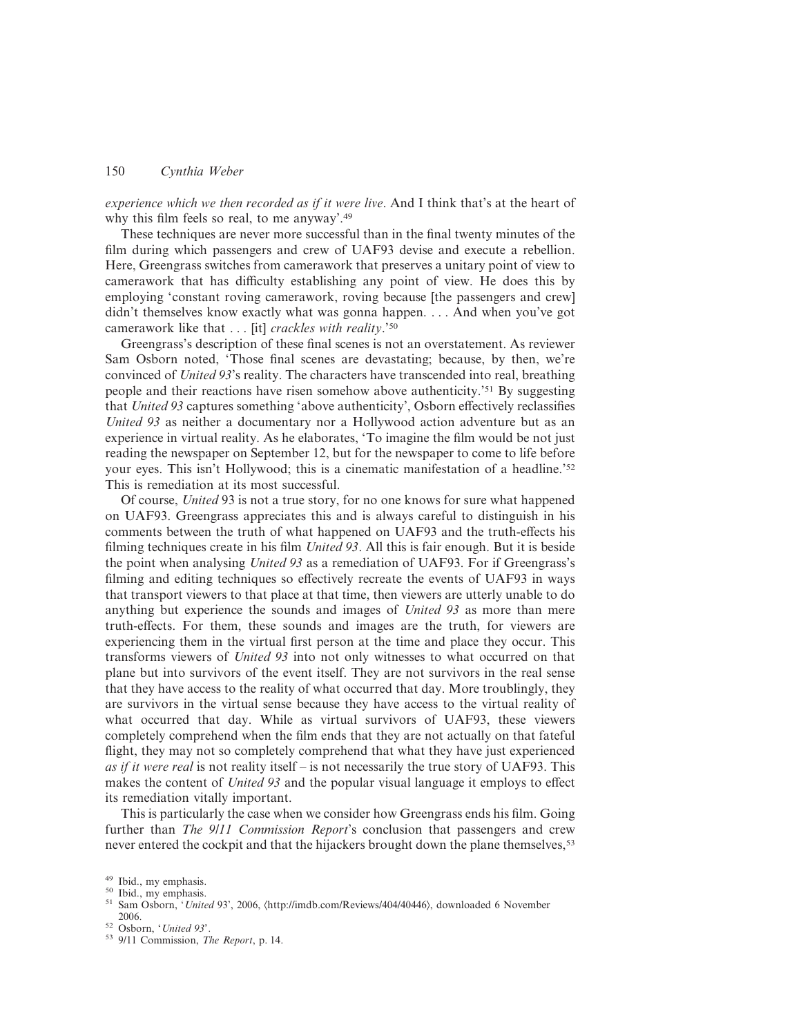*experience which we then recorded as if it were live*. And I think that's at the heart of why this film feels so real, to me anyway'.[49]

These techniques are never more successful than in the final twenty minutes of the film during which passengers and crew of UAF93 devise and execute a rebellion. Here, Greengrass switches from camerawork that preserves a unitary point of view to camerawork that has difficulty establishing any point of view. He does this by employing 'constant roving camerawork, roving because [the passengers and crew] didn't themselves know exactly what was gonna happen. . . . And when you've got camerawork like that . . . [it] *crackles with reality*.'[50]

Greengrass's description of these final scenes is not an overstatement. As reviewer Sam Osborn noted, 'Those final scenes are devastating; because, by then, we're convinced of *United 93*'s reality. The characters have transcended into real, breathing people and their reactions have risen somehow above authenticity.'[51] By suggesting that *United 93* captures something 'above authenticity', Osborn effectively reclassifies *United 93* as neither a documentary nor a Hollywood action adventure but as an experience in virtual reality. As he elaborates, 'To imagine the film would be not just reading the newspaper on September 12, but for the newspaper to come to life before your eyes. This isn't Hollywood; this is a cinematic manifestation of a headline.'[52] This is remediation at its most successful.

Of course, *United* 93 is not a true story, for no one knows for sure what happened on UAF93. Greengrass appreciates this and is always careful to distinguish in his comments between the truth of what happened on UAF93 and the truth-effects his filming techniques create in his film *United 93*. All this is fair enough. But it is beside the point when analysing *United 93* as a remediation of UAF93. For if Greengrass's filming and editing techniques so effectively recreate the events of UAF93 in ways that transport viewers to that place at that time, then viewers are utterly unable to do anything but experience the sounds and images of *United 93* as more than mere truth-effects. For them, these sounds and images are the truth, for viewers are experiencing them in the virtual first person at the time and place they occur. This transforms viewers of *United 93* into not only witnesses to what occurred on that plane but into survivors of the event itself. They are not survivors in the real sense that they have access to the reality of what occurred that day. More troublingly, they are survivors in the virtual sense because they have access to the virtual reality of what occurred that day. While as virtual survivors of UAF93, these viewers completely comprehend when the film ends that they are not actually on that fateful flight, they may not so completely comprehend that what they have just experienced *as if it were real* is not reality itself – is not necessarily the true story of UAF93. This makes the content of *United 93* and the popular visual language it employs to effect its remediation vitally important.

This is particularly the case when we consider how Greengrass ends his film. Going further than *The 9/11 Commission Report*'s conclusion that passengers and crew never entered the cockpit and that the hijackers brought down the plane themselves,[53]

---

[49] Ibid., my emphasis.

[50] Ibid., my emphasis.

[51] Sam Osborn, '*United* 93', 2006, ⟨http://imdb.com/Reviews/404/40446⟩, downloaded 6 November 2006.

[52] Osborn, '*United 93*'.

[53] 9/11 Commission, *The Report*, p. 14.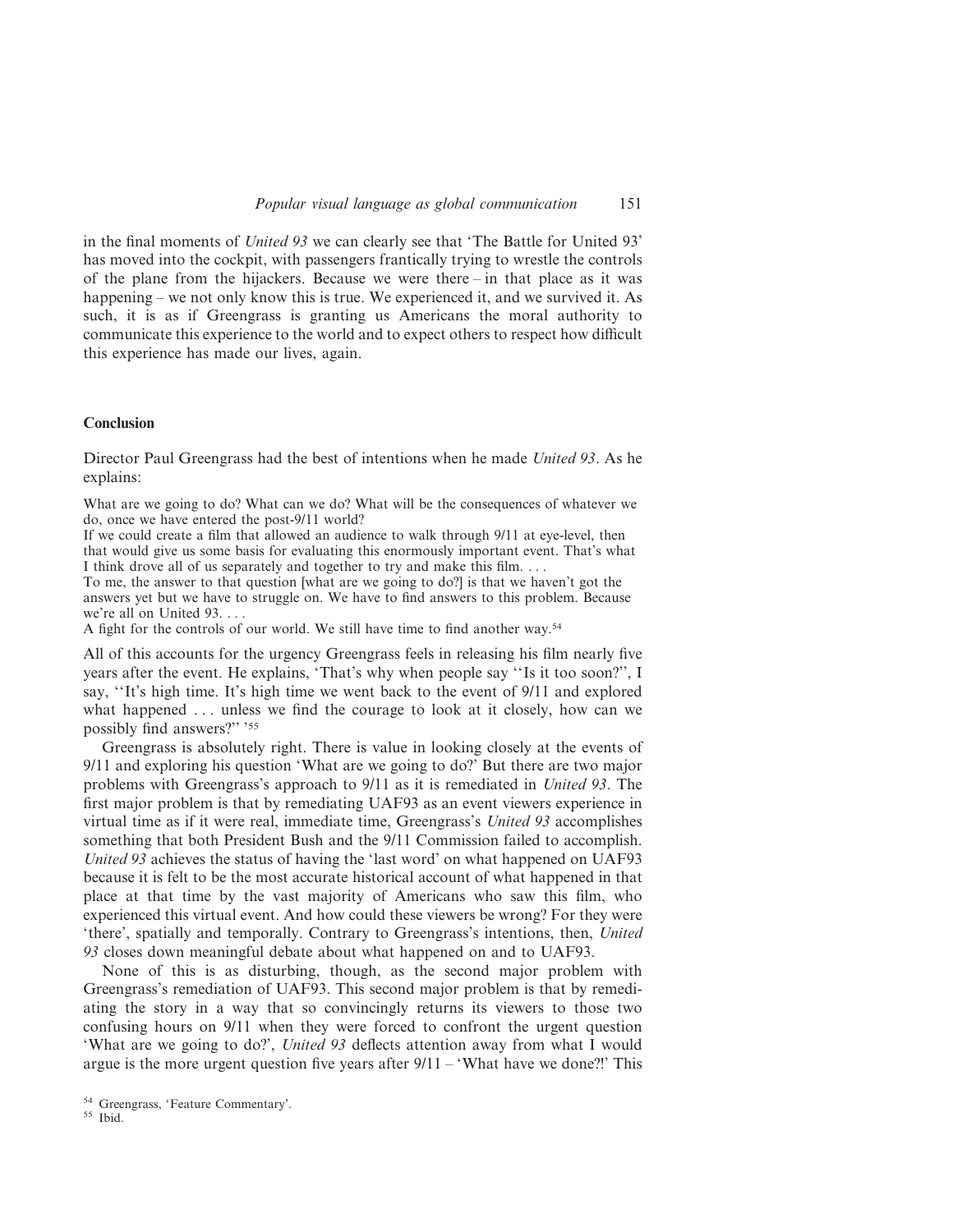in the final moments of *United 93* we can clearly see that 'The Battle for United 93' has moved into the cockpit, with passengers frantically trying to wrestle the controls of the plane from the hijackers. Because we were there – in that place as it was happening – we not only know this is true. We experienced it, and we survived it. As such, it is as if Greengrass is granting us Americans the moral authority to communicate this experience to the world and to expect others to respect how difficult this experience has made our lives, again.

## Conclusion

Director Paul Greengrass had the best of intentions when he made *United 93*. As he explains:

> What are we going to do? What can we do? What will be the consequences of whatever we do, once we have entered the post-9/11 world?
>
> If we could create a film that allowed an audience to walk through 9/11 at eye-level, then that would give us some basis for evaluating this enormously important event. That's what I think drove all of us separately and together to try and make this film. . . .
>
> To me, the answer to that question [what are we going to do?] is that we haven't got the answers yet but we have to struggle on. We have to find answers to this problem. Because we're all on United 93. . . .
>
> A fight for the controls of our world. We still have time to find another way.[54]

All of this accounts for the urgency Greengrass feels in releasing his film nearly five years after the event. He explains, 'That's why when people say ''Is it too soon?'', I say, ''It's high time. It's high time we went back to the event of 9/11 and explored what happened . . . unless we find the courage to look at it closely, how can we possibly find answers?'' '[55]

Greengrass is absolutely right. There is value in looking closely at the events of 9/11 and exploring his question 'What are we going to do?' But there are two major problems with Greengrass's approach to 9/11 as it is remediated in *United 93*. The first major problem is that by remediating UAF93 as an event viewers experience in virtual time as if it were real, immediate time, Greengrass's *United 93* accomplishes something that both President Bush and the 9/11 Commission failed to accomplish. *United 93* achieves the status of having the 'last word' on what happened on UAF93 because it is felt to be the most accurate historical account of what happened in that place at that time by the vast majority of Americans who saw this film, who experienced this virtual event. And how could these viewers be wrong? For they were 'there', spatially and temporally. Contrary to Greengrass's intentions, then, *United 93* closes down meaningful debate about what happened on and to UAF93.

None of this is as disturbing, though, as the second major problem with Greengrass's remediation of UAF93. This second major problem is that by remediating the story in a way that so convincingly returns its viewers to those two confusing hours on 9/11 when they were forced to confront the urgent question 'What are we going to do?', *United 93* deflects attention away from what I would argue is the more urgent question five years after 9/11 – 'What have we done?!' This

[54] Greengrass, 'Feature Commentary'.

[55] Ibid.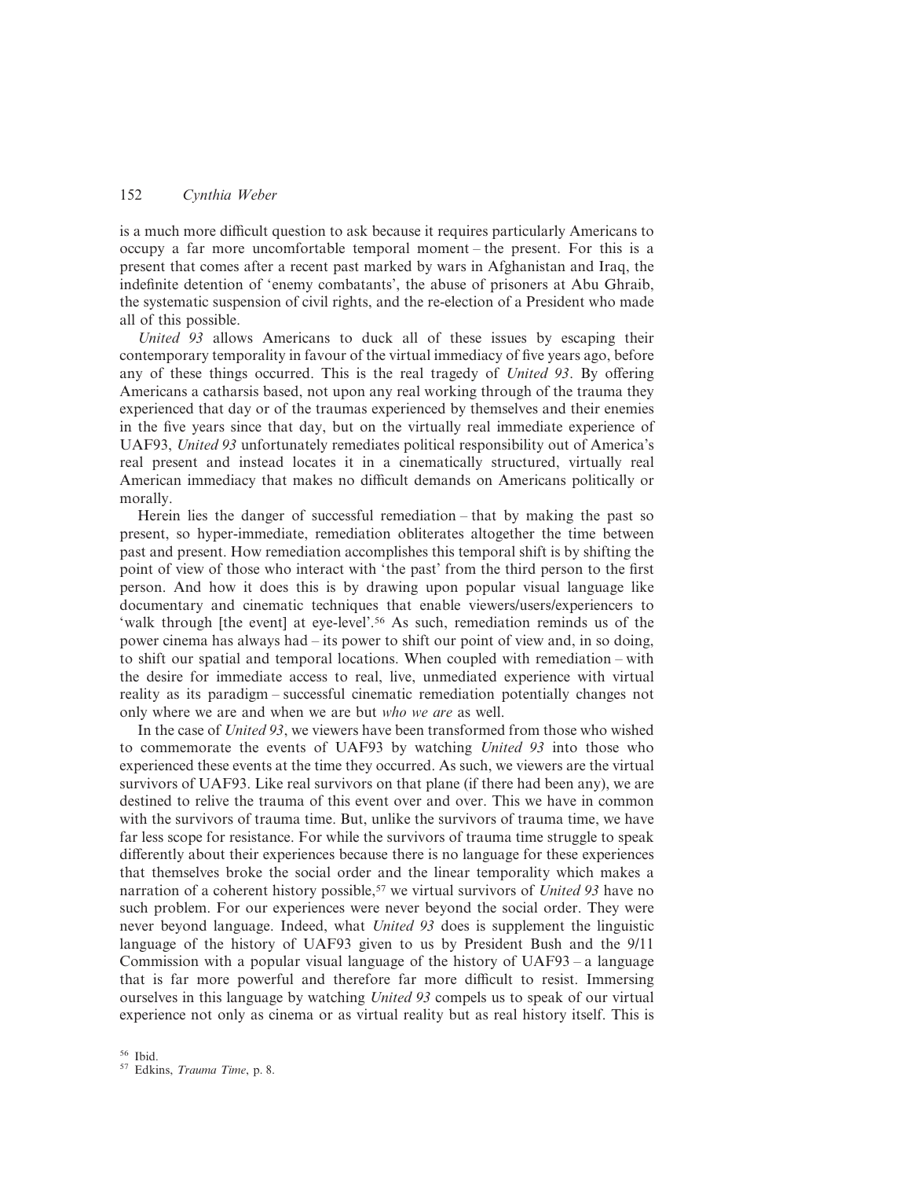is a much more difficult question to ask because it requires particularly Americans to occupy a far more uncomfortable temporal moment – the present. For this is a present that comes after a recent past marked by wars in Afghanistan and Iraq, the indefinite detention of 'enemy combatants', the abuse of prisoners at Abu Ghraib, the systematic suspension of civil rights, and the re-election of a President who made all of this possible.

*United 93* allows Americans to duck all of these issues by escaping their contemporary temporality in favour of the virtual immediacy of five years ago, before any of these things occurred. This is the real tragedy of *United 93*. By offering Americans a catharsis based, not upon any real working through of the trauma they experienced that day or of the traumas experienced by themselves and their enemies in the five years since that day, but on the virtually real immediate experience of UAF93, *United 93* unfortunately remediates political responsibility out of America's real present and instead locates it in a cinematically structured, virtually real American immediacy that makes no difficult demands on Americans politically or morally.

Herein lies the danger of successful remediation – that by making the past so present, so hyper-immediate, remediation obliterates altogether the time between past and present. How remediation accomplishes this temporal shift is by shifting the point of view of those who interact with 'the past' from the third person to the first person. And how it does this is by drawing upon popular visual language like documentary and cinematic techniques that enable viewers/users/experiencers to 'walk through [the event] at eye-level'.[56] As such, remediation reminds us of the power cinema has always had – its power to shift our point of view and, in so doing, to shift our spatial and temporal locations. When coupled with remediation – with the desire for immediate access to real, live, unmediated experience with virtual reality as its paradigm – successful cinematic remediation potentially changes not only where we are and when we are but *who we are* as well.

In the case of *United 93*, we viewers have been transformed from those who wished to commemorate the events of UAF93 by watching *United 93* into those who experienced these events at the time they occurred. As such, we viewers are the virtual survivors of UAF93. Like real survivors on that plane (if there had been any), we are destined to relive the trauma of this event over and over. This we have in common with the survivors of trauma time. But, unlike the survivors of trauma time, we have far less scope for resistance. For while the survivors of trauma time struggle to speak differently about their experiences because there is no language for these experiences that themselves broke the social order and the linear temporality which makes a narration of a coherent history possible,[57] we virtual survivors of *United 93* have no such problem. For our experiences were never beyond the social order. They were never beyond language. Indeed, what *United 93* does is supplement the linguistic language of the history of UAF93 given to us by President Bush and the 9/11 Commission with a popular visual language of the history of UAF93 – a language that is far more powerful and therefore far more difficult to resist. Immersing ourselves in this language by watching *United 93* compels us to speak of our virtual experience not only as cinema or as virtual reality but as real history itself. This is

[56] Ibid.

[57] Edkins, *Trauma Time*, p. 8.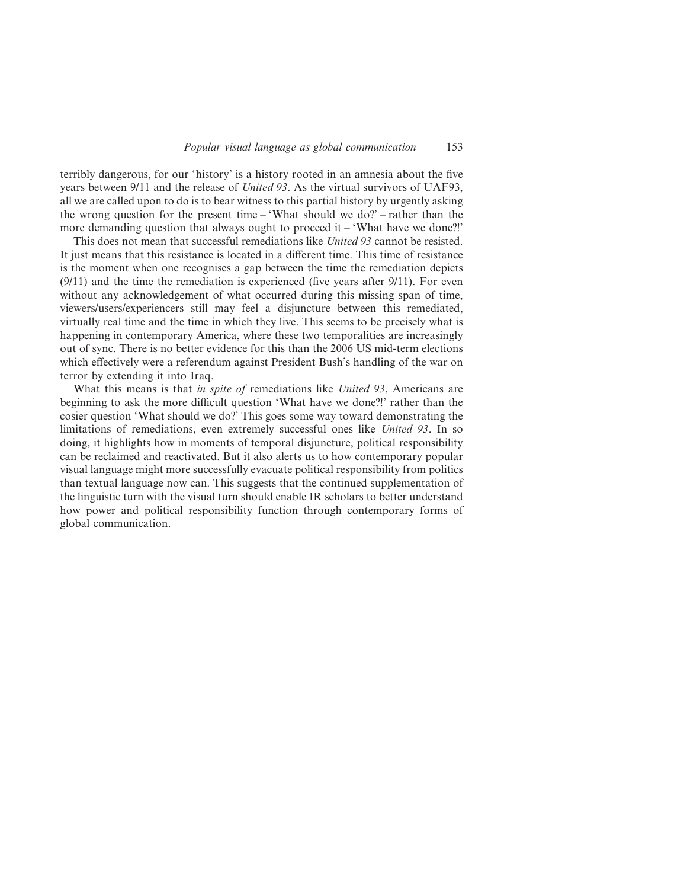terribly dangerous, for our 'history' is a history rooted in an amnesia about the five years between 9/11 and the release of *United 93*. As the virtual survivors of UAF93, all we are called upon to do is to bear witness to this partial history by urgently asking the wrong question for the present time – 'What should we do?' – rather than the more demanding question that always ought to proceed it – 'What have we done?!'

This does not mean that successful remediations like *United 93* cannot be resisted. It just means that this resistance is located in a different time. This time of resistance is the moment when one recognises a gap between the time the remediation depicts (9/11) and the time the remediation is experienced (five years after 9/11). For even without any acknowledgement of what occurred during this missing span of time, viewers/users/experiencers still may feel a disjuncture between this remediated, virtually real time and the time in which they live. This seems to be precisely what is happening in contemporary America, where these two temporalities are increasingly out of sync. There is no better evidence for this than the 2006 US mid-term elections which effectively were a referendum against President Bush's handling of the war on terror by extending it into Iraq.

What this means is that *in spite of* remediations like *United 93*, Americans are beginning to ask the more difficult question 'What have we done?!' rather than the cosier question 'What should we do?' This goes some way toward demonstrating the limitations of remediations, even extremely successful ones like *United 93*. In so doing, it highlights how in moments of temporal disjuncture, political responsibility can be reclaimed and reactivated. But it also alerts us to how contemporary popular visual language might more successfully evacuate political responsibility from politics than textual language now can. This suggests that the continued supplementation of the linguistic turn with the visual turn should enable IR scholars to better understand how power and political responsibility function through contemporary forms of global communication.